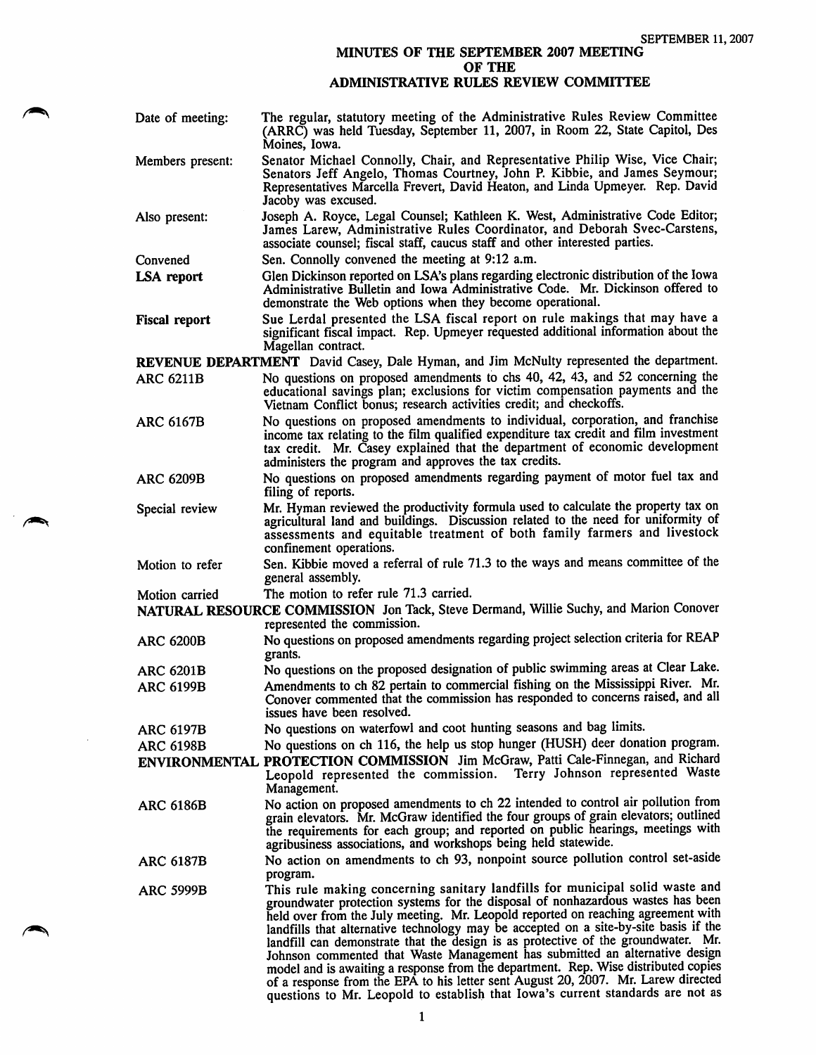SEPTEMBER 11, 2007

# MINUTES OF THE SEPTEMBER 2007 MEETING
# OF THE
# ADMINISTRATIVE RULES REVIEW COMMITTEE

| | |
|---|---|
| Date of meeting: | The regular, statutory meeting of the Administrative Rules Review Committee (ARRC) was held Tuesday, September 11, 2007, in Room 22, State Capitol, Des Moines, Iowa. |
| Members present: | Senator Michael Connolly, Chair, and Representative Philip Wise, Vice Chair; Senators Jeff Angelo, Thomas Courtney, John P. Kibbie, and James Seymour; Representatives Marcella Frevert, David Heaton, and Linda Upmeyer. Rep. David Jacoby was excused. |
| Also present: | Joseph A. Royce, Legal Counsel; Kathleen K. West, Administrative Code Editor; James Larew, Administrative Rules Coordinator, and Deborah Svec-Carstens, associate counsel; fiscal staff, caucus staff and other interested parties. |
| Convened | Sen. Connolly convened the meeting at 9:12 a.m. |
| **LSA report** | Glen Dickinson reported on LSA's plans regarding electronic distribution of the Iowa Administrative Bulletin and Iowa Administrative Code. Mr. Dickinson offered to demonstrate the Web options when they become operational. |
| **Fiscal report** | Sue Lerdal presented the LSA fiscal report on rule makings that may have a significant fiscal impact. Rep. Upmeyer requested additional information about the Magellan contract. |

**REVENUE DEPARTMENT** David Casey, Dale Hyman, and Jim McNulty represented the department.

| | |
|---|---|
| ARC 6211B | No questions on proposed amendments to chs 40, 42, 43, and 52 concerning the educational savings plan; exclusions for victim compensation payments and the Vietnam Conflict bonus; research activities credit; and checkoffs. |
| ARC 6167B | No questions on proposed amendments to individual, corporation, and franchise income tax relating to the film qualified expenditure tax credit and film investment tax credit. Mr. Casey explained that the department of economic development administers the program and approves the tax credits. |
| ARC 6209B | No questions on proposed amendments regarding payment of motor fuel tax and filing of reports. |
| Special review | Mr. Hyman reviewed the productivity formula used to calculate the property tax on agricultural land and buildings. Discussion related to the need for uniformity of assessments and equitable treatment of both family farmers and livestock confinement operations. |
| Motion to refer | Sen. Kibbie moved a referral of rule 71.3 to the ways and means committee of the general assembly. |
| Motion carried | The motion to refer rule 71.3 carried. |

**NATURAL RESOURCE COMMISSION** Jon Tack, Steve Dermand, Willie Suchy, and Marion Conover represented the commission.

| | |
|---|---|
| ARC 6200B | No questions on proposed amendments regarding project selection criteria for REAP grants. |
| ARC 6201B | No questions on the proposed designation of public swimming areas at Clear Lake. |
| ARC 6199B | Amendments to ch 82 pertain to commercial fishing on the Mississippi River. Mr. Conover commented that the commission has responded to concerns raised, and all issues have been resolved. |
| ARC 6197B | No questions on waterfowl and coot hunting seasons and bag limits. |
| ARC 6198B | No questions on ch 116, the help us stop hunger (HUSH) deer donation program. |

**ENVIRONMENTAL PROTECTION COMMISSION** Jim McGraw, Patti Cale-Finnegan, and Richard Leopold represented the commission. Terry Johnson represented Waste Management.

| | |
|---|---|
| ARC 6186B | No action on proposed amendments to ch 22 intended to control air pollution from grain elevators. Mr. McGraw identified the four groups of grain elevators; outlined the requirements for each group; and reported on public hearings, meetings with agribusiness associations, and workshops being held statewide. |
| ARC 6187B | No action on amendments to ch 93, nonpoint source pollution control set-aside program. |
| ARC 5999B | This rule making concerning sanitary landfills for municipal solid waste and groundwater protection systems for the disposal of nonhazardous wastes has been held over from the July meeting. Mr. Leopold reported on reaching agreement with landfills that alternative technology may be accepted on a site-by-site basis if the landfill can demonstrate that the design is as protective of the groundwater. Mr. Johnson commented that Waste Management has submitted an alternative design model and is awaiting a response from the department. Rep. Wise distributed copies of a response from the EPA to his letter sent August 20, 2007. Mr. Larew directed questions to Mr. Leopold to establish that Iowa's current standards are not as |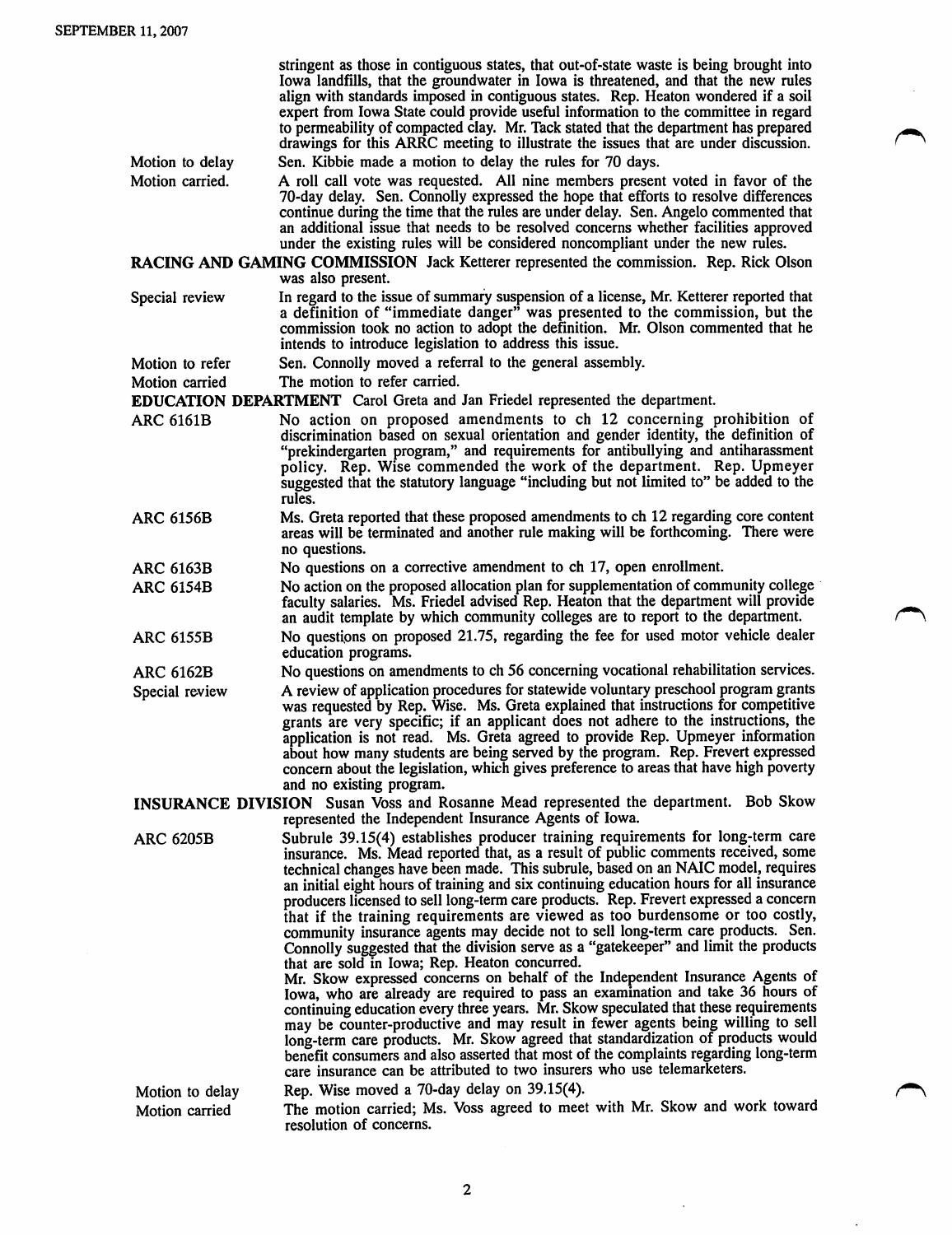stringent as those in contiguous states, that out-of-state waste is being brought into Iowa landfills, that the groundwater in Iowa is threatened, and that the new rules align with standards imposed in contiguous states. Rep. Heaton wondered if a soil expert from Iowa State could provide useful information to the committee in regard to permeability of compacted clay. Mr. Tack stated that the department has prepared drawings for this ARRC meeting to illustrate the issues that are under discussion.

**Motion to delay** — Sen. Kibbie made a motion to delay the rules for 70 days.

**Motion carried.** — A roll call vote was requested. All nine members present voted in favor of the 70-day delay. Sen. Connolly expressed the hope that efforts to resolve differences continue during the time that the rules are under delay. Sen. Angelo commented that an additional issue that needs to be resolved concerns whether facilities approved under the existing rules will be considered noncompliant under the new rules.

**RACING AND GAMING COMMISSION** Jack Ketterer represented the commission. Rep. Rick Olson was also present.

**Special review** — In regard to the issue of summary suspension of a license, Mr. Ketterer reported that a definition of "immediate danger" was presented to the commission, but the commission took no action to adopt the definition. Mr. Olson commented that he intends to introduce legislation to address this issue.

**Motion to refer** — Sen. Connolly moved a referral to the general assembly.

**Motion carried** — The motion to refer carried.

**EDUCATION DEPARTMENT** Carol Greta and Jan Friedel represented the department.

**ARC 6161B** — No action on proposed amendments to ch 12 concerning prohibition of discrimination based on sexual orientation and gender identity, the definition of "prekindergarten program," and requirements for antibullying and antiharassment policy. Rep. Wise commended the work of the department. Rep. Upmeyer suggested that the statutory language "including but not limited to" be added to the rules.

**ARC 6156B** — Ms. Greta reported that these proposed amendments to ch 12 regarding core content areas will be terminated and another rule making will be forthcoming. There were no questions.

**ARC 6163B** — No questions on a corrective amendment to ch 17, open enrollment.

**ARC 6154B** — No action on the proposed allocation plan for supplementation of community college faculty salaries. Ms. Friedel advised Rep. Heaton that the department will provide an audit template by which community colleges are to report to the department.

**ARC 6155B** — No questions on proposed 21.75, regarding the fee for used motor vehicle dealer education programs.

**ARC 6162B** — No questions on amendments to ch 56 concerning vocational rehabilitation services.

**Special review** — A review of application procedures for statewide voluntary preschool program grants was requested by Rep. Wise. Ms. Greta explained that instructions for competitive grants are very specific; if an applicant does not adhere to the instructions, the application is not read. Ms. Greta agreed to provide Rep. Upmeyer information about how many students are being served by the program. Rep. Frevert expressed concern about the legislation, which gives preference to areas that have high poverty and no existing program.

**INSURANCE DIVISION** Susan Voss and Rosanne Mead represented the department. Bob Skow represented the Independent Insurance Agents of Iowa.

**ARC 6205B** — Subrule 39.15(4) establishes producer training requirements for long-term care insurance. Ms. Mead reported that, as a result of public comments received, some technical changes have been made. This subrule, based on an NAIC model, requires an initial eight hours of training and six continuing education hours for all insurance producers licensed to sell long-term care products. Rep. Frevert expressed a concern that if the training requirements are viewed as too burdensome or too costly, community insurance agents may decide not to sell long-term care products. Sen. Connolly suggested that the division serve as a "gatekeeper" and limit the products that are sold in Iowa; Rep. Heaton concurred.

Mr. Skow expressed concerns on behalf of the Independent Insurance Agents of Iowa, who are already are required to pass an examination and take 36 hours of continuing education every three years. Mr. Skow speculated that these requirements may be counter-productive and may result in fewer agents being willing to sell long-term care products. Mr. Skow agreed that standardization of products would benefit consumers and also asserted that most of the complaints regarding long-term care insurance can be attributed to two insurers who use telemarketers.

**Motion to delay** — Rep. Wise moved a 70-day delay on 39.15(4).

**Motion carried** — The motion carried; Ms. Voss agreed to meet with Mr. Skow and work toward resolution of concerns.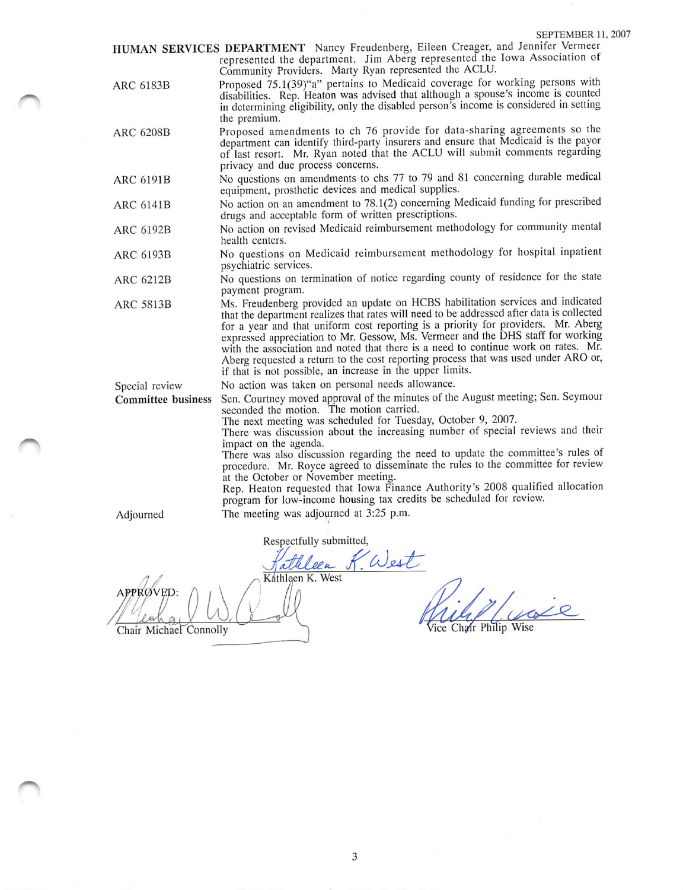**HUMAN SERVICES DEPARTMENT** Nancy Freudenberg, Eileen Creager, and Jennifer Vermeer represented the department. Jim Aberg represented the Iowa Association of Community Providers. Marty Ryan represented the ACLU.

| | |
|---|---|
| ARC 6183B | Proposed 75.1(39)"a" pertains to Medicaid coverage for working persons with disabilities. Rep. Heaton was advised that although a spouse's income is counted in determining eligibility, only the disabled person's income is considered in setting the premium. |
| ARC 6208B | Proposed amendments to ch 76 provide for data-sharing agreements so the department can identify third-party insurers and ensure that Medicaid is the payor of last resort. Mr. Ryan noted that the ACLU will submit comments regarding privacy and due process concerns. |
| ARC 6191B | No questions on amendments to chs 77 to 79 and 81 concerning durable medical equipment, prosthetic devices and medical supplies. |
| ARC 6141B | No action on an amendment to 78.1(2) concerning Medicaid funding for prescribed drugs and acceptable form of written prescriptions. |
| ARC 6192B | No action on revised Medicaid reimbursement methodology for community mental health centers. |
| ARC 6193B | No questions on Medicaid reimbursement methodology for hospital inpatient psychiatric services. |
| ARC 6212B | No questions on termination of notice regarding county of residence for the state payment program. |
| ARC 5813B | Ms. Freudenberg provided an update on HCBS habilitation services and indicated that the department realizes that rates will need to be addressed after data is collected for a year and that uniform cost reporting is a priority for providers. Mr. Aberg expressed appreciation to Mr. Gessow, Ms. Vermeer and the DHS staff for working with the association and noted that there is a need to continue work on rates. Mr. Aberg requested a return to the cost reporting process that was used under ARO or, if that is not possible, an increase in the upper limits. |
| Special review | No action was taken on personal needs allowance. |
| **Committee business** | Sen. Courtney moved approval of the minutes of the August meeting; Sen. Seymour seconded the motion. The motion carried.<br>The next meeting was scheduled for Tuesday, October 9, 2007.<br>There was discussion about the increasing number of special reviews and their impact on the agenda.<br>There was also discussion regarding the need to update the committee's rules of procedure. Mr. Royce agreed to disseminate the rules to the committee for review at the October or November meeting.<br>Rep. Heaton requested that Iowa Finance Authority's 2008 qualified allocation program for low-income housing tax credits be scheduled for review. |
| Adjourned | The meeting was adjourned at 3:25 p.m. |

Respectfully submitted,

Kathleen K. West

APPROVED:

Chair Michael Connolly

Vice Chair Philip Wise